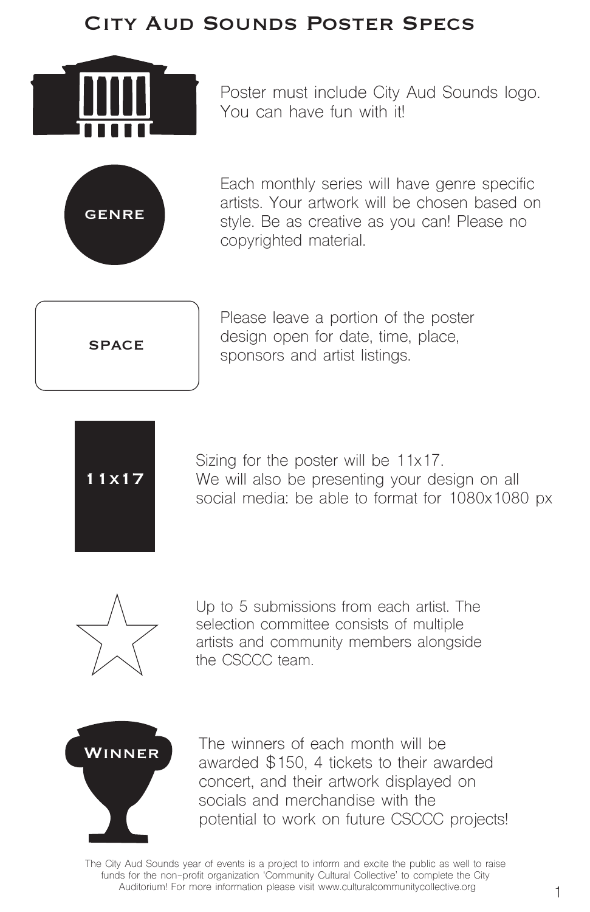# City Aud Sounds Poster Specs

Poster must include City Aud Sounds logo. You can have fun with it!

**GENRE**

Each monthly series will have genre specific artists. Your artwork will be chosen based on style. Be as creative as you can! Please no copyrighted material.

**SPACE**

Please leave a portion of the poster design open for date, time, place, sponsors and artist listings.

**11x17**

Sizing for the poster will be 11x17.
We will also be presenting your design on all social media: be able to format for 1080x1080 px

Up to 5 submissions from each artist. The selection committee consists of multiple artists and community members alongside the CSCCC team.

**Winner**

The winners of each month will be awarded $150, 4 tickets to their awarded concert, and their artwork displayed on socials and merchandise with the potential to work on future CSCCC projects!

The City Aud Sounds year of events is a project to inform and excite the public as well to raise funds for the non-profit organization 'Community Cultural Collective' to complete the City Auditorium! For more information please visit www.culturalcommunitycollective.org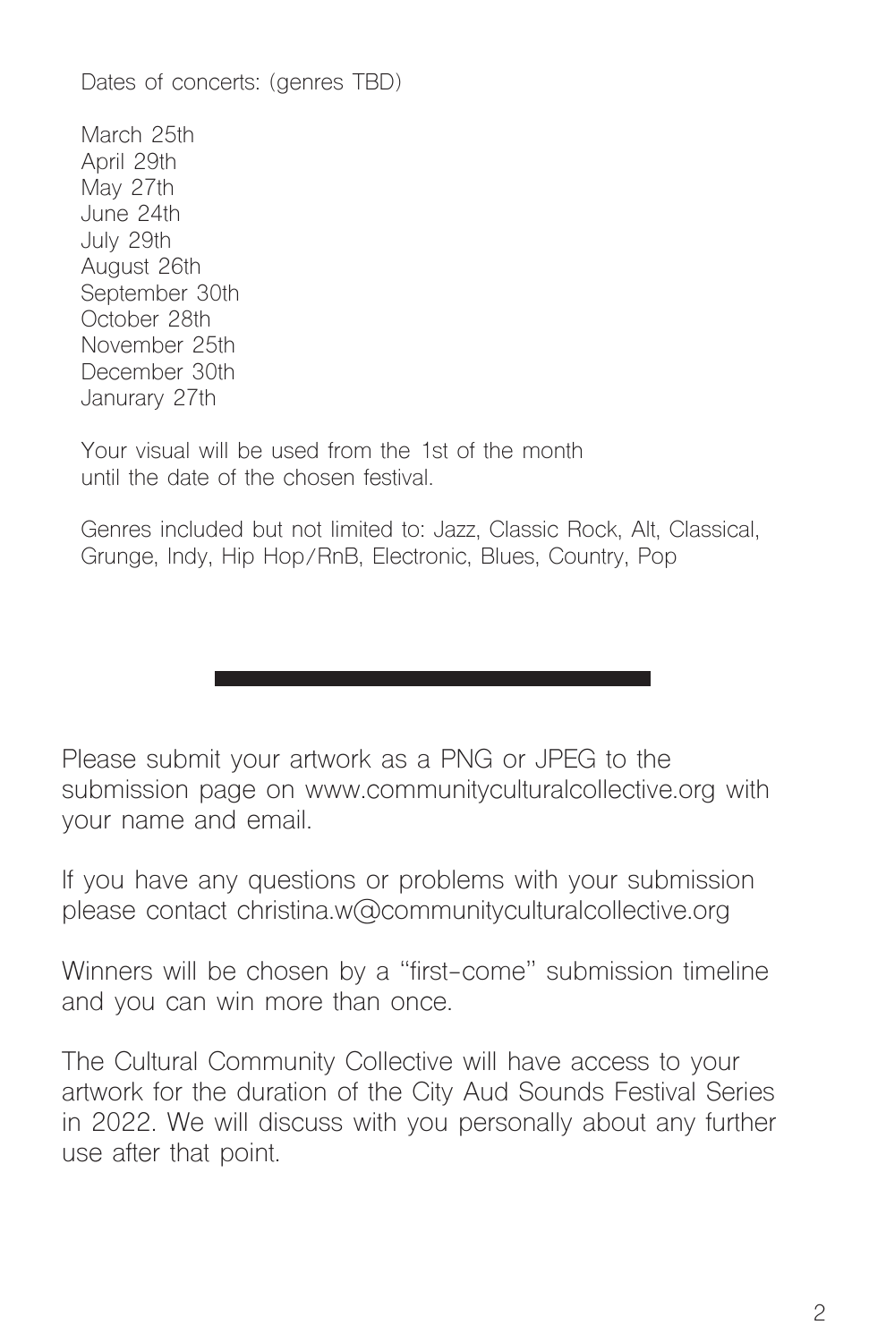Dates of concerts: (genres TBD)

March 25th
April 29th
May 27th
June 24th
July 29th
August 26th
September 30th
October 28th
November 25th
December 30th
Janurary 27th

Your visual will be used from the 1st of the month until the date of the chosen festival.

Genres included but not limited to: Jazz, Classic Rock, Alt, Classical, Grunge, Indy, Hip Hop/RnB, Electronic, Blues, Country, Pop

---

Please submit your artwork as a PNG or JPEG to the submission page on www.communityculturalcollective.org with your name and email.

If you have any questions or problems with your submission please contact christina.w@communityculturalcollective.org

Winners will be chosen by a "first-come" submission timeline and you can win more than once.

The Cultural Community Collective will have access to your artwork for the duration of the City Aud Sounds Festival Series in 2022. We will discuss with you personally about any further use after that point.